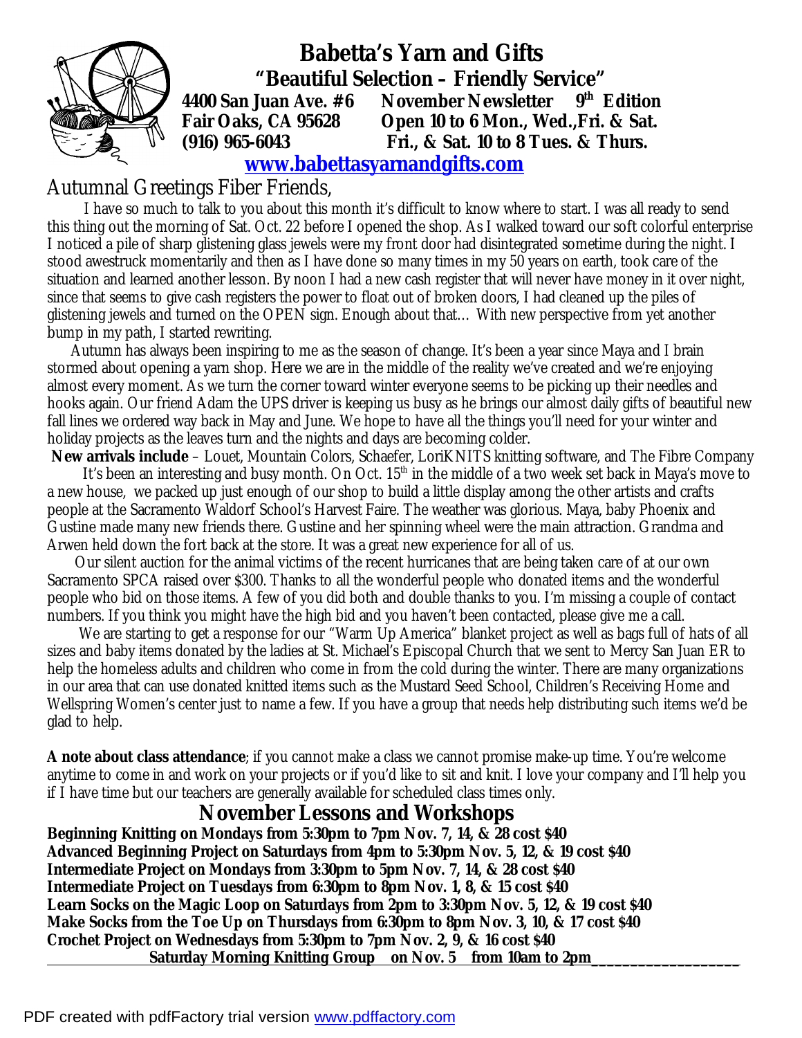# Babetta's Yarn and Gifts

**"Beautiful Selection – Friendly Service"**

**4400 San Juan Ave. #6 — November Newsletter 9th Edition**
**Fair Oaks, CA 95628 — Open 10 to 6 Mon., Wed.,Fri. & Sat.**
**(916) 965-6043 — Fri., & Sat. 10 to 8 Tues. & Thurs.**

**www.babettasyarnandgifts.com**

Autumnal Greetings Fiber Friends,

I have so much to talk to you about this month it's difficult to know where to start. I was all ready to send this thing out the morning of Sat. Oct. 22 before I opened the shop. As I walked toward our soft colorful enterprise I noticed a pile of sharp glistening glass jewels were my front door had disintegrated sometime during the night. I stood awestruck momentarily and then as I have done so many times in my 50 years on earth, took care of the situation and learned another lesson. By noon I had a new cash register that will never have money in it over night, since that seems to give cash registers the power to float out of broken doors, I had cleaned up the piles of glistening jewels and turned on the OPEN sign. Enough about that… With new perspective from yet another bump in my path, I started rewriting.

Autumn has always been inspiring to me as the season of change. It's been a year since Maya and I brain stormed about opening a yarn shop. Here we are in the middle of the reality we've created and we're enjoying almost every moment. As we turn the corner toward winter everyone seems to be picking up their needles and hooks again. Our friend Adam the UPS driver is keeping us busy as he brings our almost daily gifts of beautiful new fall lines we ordered way back in May and June. We hope to have all the things you'll need for your winter and holiday projects as the leaves turn and the nights and days are becoming colder.

**New arrivals include** – Louet, Mountain Colors, Schaefer, LoriKNITS knitting software, and The Fibre Company

It's been an interesting and busy month. On Oct. 15th in the middle of a two week set back in Maya's move to a new house, we packed up just enough of our shop to build a little display among the other artists and crafts people at the Sacramento Waldorf School's Harvest Faire. The weather was glorious. Maya, baby Phoenix and Gustine made many new friends there. Gustine and her spinning wheel were the main attraction. Grandma and Arwen held down the fort back at the store. It was a great new experience for all of us.

Our silent auction for the animal victims of the recent hurricanes that are being taken care of at our own Sacramento SPCA raised over $300. Thanks to all the wonderful people who donated items and the wonderful people who bid on those items. A few of you did both and double thanks to you. I'm missing a couple of contact numbers. If you think you might have the high bid and you haven't been contacted, please give me a call.

We are starting to get a response for our "Warm Up America" blanket project as well as bags full of hats of all sizes and baby items donated by the ladies at St. Michael's Episcopal Church that we sent to Mercy San Juan ER to help the homeless adults and children who come in from the cold during the winter. There are many organizations in our area that can use donated knitted items such as the Mustard Seed School, Children's Receiving Home and Wellspring Women's center just to name a few. If you have a group that needs help distributing such items we'd be glad to help.

**A note about class attendance**; if you cannot make a class we cannot promise make-up time. You're welcome anytime to come in and work on your projects or if you'd like to sit and knit. I love your company and I'll help you if I have time but our teachers are generally available for scheduled class times only.

## November Lessons and Workshops

**Beginning Knitting on Mondays from 5:30pm to 7pm Nov. 7, 14, & 28 cost $40**
**Advanced Beginning Project on Saturdays from 4pm to 5:30pm Nov. 5, 12, & 19 cost $40**
**Intermediate Project on Mondays from 3:30pm to 5pm Nov. 7, 14, & 28 cost $40**
**Intermediate Project on Tuesdays from 6:30pm to 8pm Nov. 1, 8, & 15 cost $40**
**Learn Socks on the Magic Loop on Saturdays from 2pm to 3:30pm Nov. 5, 12, & 19 cost $40**
**Make Socks from the Toe Up on Thursdays from 6:30pm to 8pm Nov. 3, 10, & 17 cost $40**
**Crochet Project on Wednesdays from 5:30pm to 7pm Nov. 2, 9, & 16 cost $40**
**Saturday Morning Knitting Group on Nov. 5 from 10am to 2pm**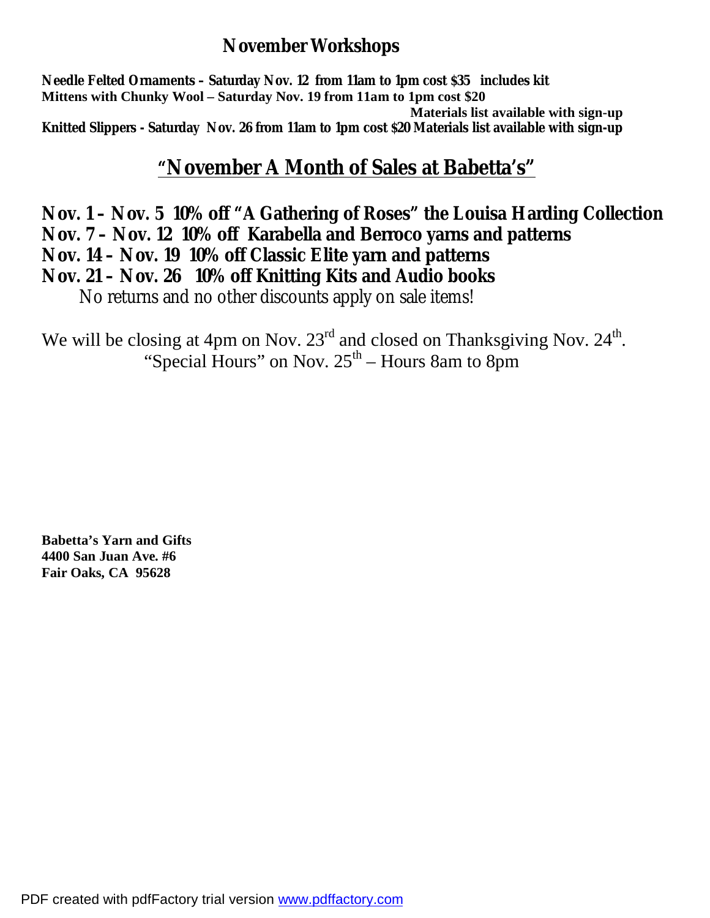## November Workshops

**Needle Felted Ornaments – Saturday Nov. 12 from 11am to 1pm cost $35 includes kit**
**Mittens with Chunky Wool – Saturday Nov. 19 from 11am to 1pm cost $20**
**Materials list available with sign-up**
**Knitted Slippers - Saturday Nov. 26 from 11am to 1pm cost $20 Materials list available with sign-up**

## "November A Month of Sales at Babetta's"

**Nov. 1 – Nov. 5 10% off "A Gathering of Roses" the Louisa Harding Collection**
**Nov. 7 – Nov. 12 10% off Karabella and Berroco yarns and patterns**
**Nov. 14 – Nov. 19 10% off Classic Elite yarn and patterns**
**Nov. 21 – Nov. 26 10% off Knitting Kits and Audio books**

No returns and no other discounts apply on sale items!

We will be closing at 4pm on Nov. 23rd and closed on Thanksgiving Nov. 24th.
"Special Hours" on Nov. 25th – Hours 8am to 8pm

**Babetta's Yarn and Gifts**
**4400 San Juan Ave. #6**
**Fair Oaks, CA 95628**